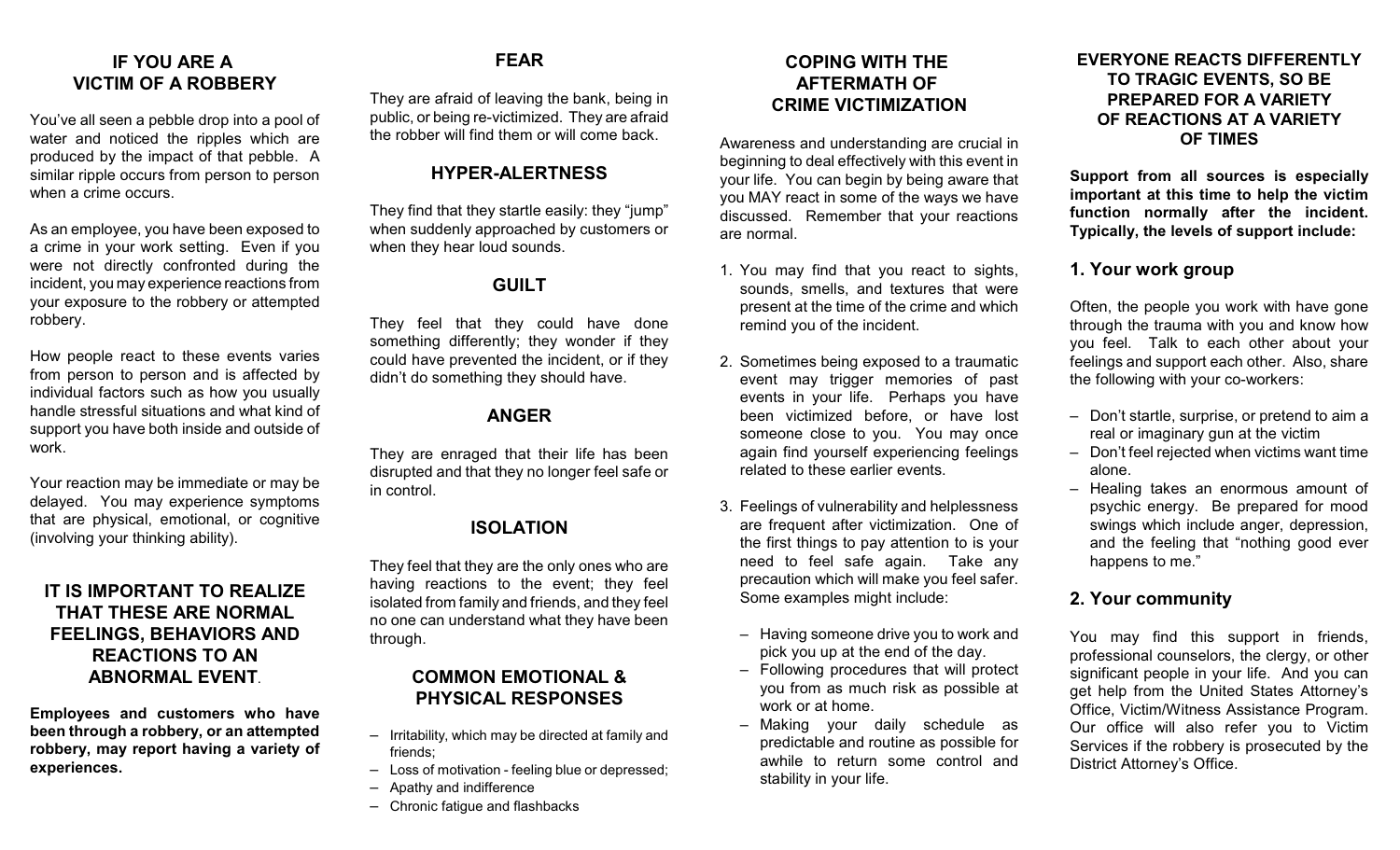## IF YOU ARE A VICTIM OF A ROBBERY

You've all seen a pebble drop into a pool of water and noticed the ripples which are produced by the impact of that pebble. A similar ripple occurs from person to person when a crime occurs.

As an employee, you have been exposed to a crime in your work setting. Even if you were not directly confronted during the incident, you may experience reactions from your exposure to the robbery or attempted robbery.

How people react to these events varies from person to person and is affected by individual factors such as how you usually handle stressful situations and what kind of support you have both inside and outside of work.

Your reaction may be immediate or may be delayed. You may experience symptoms that are physical, emotional, or cognitive (involving your thinking ability).

## IT IS IMPORTANT TO REALIZE THAT THESE ARE NORMAL FEELINGS, BEHAVIORS AND REACTIONS TO AN ABNORMAL EVENT.

**Employees and customers who have been through a robbery, or an attempted robbery, may report having a variety of experiences.**

### FEAR

They are afraid of leaving the bank, being in public, or being re-victimized. They are afraid the robber will find them or will come back.

### HYPER-ALERTNESS

They find that they startle easily: they "jump" when suddenly approached by customers or when they hear loud sounds.

### GUILT

They feel that they could have done something differently; they wonder if they could have prevented the incident, or if they didn't do something they should have.

### ANGER

They are enraged that their life has been disrupted and that they no longer feel safe or in control.

### ISOLATION

They feel that they are the only ones who are having reactions to the event; they feel isolated from family and friends, and they feel no one can understand what they have been through.

### COMMON EMOTIONAL & PHYSICAL RESPONSES

- Irritability, which may be directed at family and friends;
- Loss of motivation - feeling blue or depressed;
- Apathy and indifference
- Chronic fatigue and flashbacks

## COPING WITH THE AFTERMATH OF CRIME VICTIMIZATION

Awareness and understanding are crucial in beginning to deal effectively with this event in your life. You can begin by being aware that you MAY react in some of the ways we have discussed. Remember that your reactions are normal.

1. You may find that you react to sights, sounds, smells, and textures that were present at the time of the crime and which remind you of the incident.

2. Sometimes being exposed to a traumatic event may trigger memories of past events in your life. Perhaps you have been victimized before, or have lost someone close to you. You may once again find yourself experiencing feelings related to these earlier events.

3. Feelings of vulnerability and helplessness are frequent after victimization. One of the first things to pay attention to is your need to feel safe again. Take any precaution which will make you feel safer. Some examples might include:

   - Having someone drive you to work and pick you up at the end of the day.
   - Following procedures that will protect you from as much risk as possible at work or at home.
   - Making your daily schedule as predictable and routine as possible for awhile to return some control and stability in your life.

## EVERYONE REACTS DIFFERENTLY TO TRAGIC EVENTS, SO BE PREPARED FOR A VARIETY OF REACTIONS AT A VARIETY OF TIMES

**Support from all sources is especially important at this time to help the victim function normally after the incident. Typically, the levels of support include:**

### 1. Your work group

Often, the people you work with have gone through the trauma with you and know how you feel. Talk to each other about your feelings and support each other. Also, share the following with your co-workers:

- Don't startle, surprise, or pretend to aim a real or imaginary gun at the victim
- Don't feel rejected when victims want time alone.
- Healing takes an enormous amount of psychic energy. Be prepared for mood swings which include anger, depression, and the feeling that "nothing good ever happens to me."

### 2. Your community

You may find this support in friends, professional counselors, the clergy, or other significant people in your life. And you can get help from the United States Attorney's Office, Victim/Witness Assistance Program. Our office will also refer you to Victim Services if the robbery is prosecuted by the District Attorney's Office.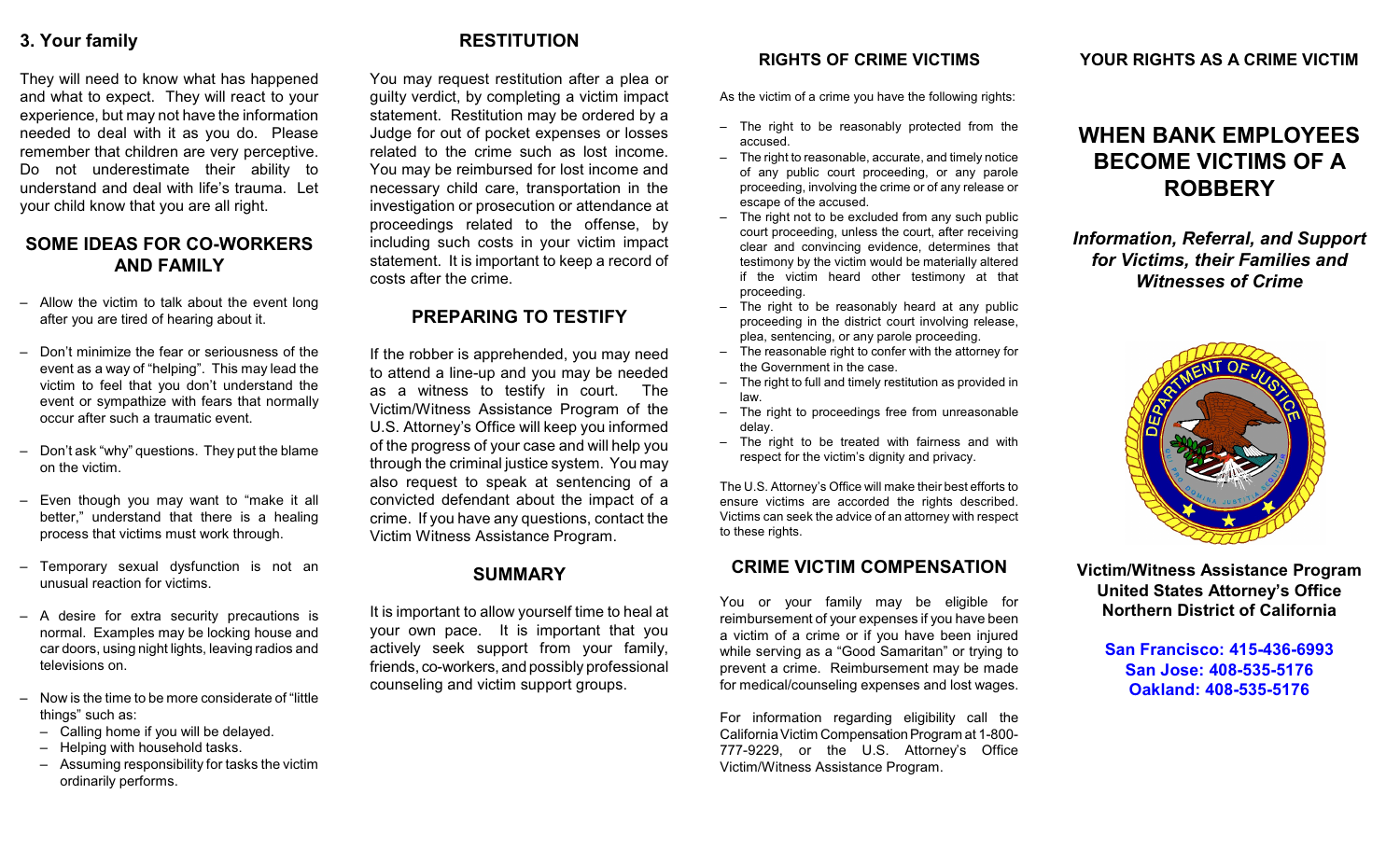## 3. Your family

They will need to know what has happened and what to expect. They will react to your experience, but may not have the information needed to deal with it as you do. Please remember that children are very perceptive. Do not underestimate their ability to understand and deal with life's trauma. Let your child know that you are all right.

## SOME IDEAS FOR CO-WORKERS AND FAMILY

- Allow the victim to talk about the event long after you are tired of hearing about it.
- Don't minimize the fear or seriousness of the event as a way of "helping". This may lead the victim to feel that you don't understand the event or sympathize with fears that normally occur after such a traumatic event.
- Don't ask "why" questions. They put the blame on the victim.
- Even though you may want to "make it all better," understand that there is a healing process that victims must work through.
- Temporary sexual dysfunction is not an unusual reaction for victims.
- A desire for extra security precautions is normal. Examples may be locking house and car doors, using night lights, leaving radios and televisions on.
- Now is the time to be more considerate of "little things" such as:
  - Calling home if you will be delayed.
  - Helping with household tasks.
  - Assuming responsibility for tasks the victim ordinarily performs.

## RESTITUTION

You may request restitution after a plea or guilty verdict, by completing a victim impact statement. Restitution may be ordered by a Judge for out of pocket expenses or losses related to the crime such as lost income. You may be reimbursed for lost income and necessary child care, transportation in the investigation or prosecution or attendance at proceedings related to the offense, by including such costs in your victim impact statement. It is important to keep a record of costs after the crime.

## PREPARING TO TESTIFY

If the robber is apprehended, you may need to attend a line-up and you may be needed as a witness to testify in court. The Victim/Witness Assistance Program of the U.S. Attorney's Office will keep you informed of the progress of your case and will help you through the criminal justice system. You may also request to speak at sentencing of a convicted defendant about the impact of a crime. If you have any questions, contact the Victim Witness Assistance Program.

## SUMMARY

It is important to allow yourself time to heal at your own pace. It is important that you actively seek support from your family, friends, co-workers, and possibly professional counseling and victim support groups.

## RIGHTS OF CRIME VICTIMS

As the victim of a crime you have the following rights:

- The right to be reasonably protected from the accused.
- The right to reasonable, accurate, and timely notice of any public court proceeding, or any parole proceeding, involving the crime or of any release or escape of the accused.
- The right not to be excluded from any such public court proceeding, unless the court, after receiving clear and convincing evidence, determines that testimony by the victim would be materially altered if the victim heard other testimony at that proceeding.
- The right to be reasonably heard at any public proceeding in the district court involving release, plea, sentencing, or any parole proceeding.
- The reasonable right to confer with the attorney for the Government in the case.
- The right to full and timely restitution as provided in law.
- The right to proceedings free from unreasonable delay.
- The right to be treated with fairness and with respect for the victim's dignity and privacy.

The U.S. Attorney's Office will make their best efforts to ensure victims are accorded the rights described. Victims can seek the advice of an attorney with respect to these rights.

## CRIME VICTIM COMPENSATION

You or your family may be eligible for reimbursement of your expenses if you have been a victim of a crime or if you have been injured while serving as a "Good Samaritan" or trying to prevent a crime. Reimbursement may be made for medical/counseling expenses and lost wages.

For information regarding eligibility call the California Victim Compensation Program at 1-800-777-9229, or the U.S. Attorney's Office Victim/Witness Assistance Program.

## YOUR RIGHTS AS A CRIME VICTIM

# WHEN BANK EMPLOYEES BECOME VICTIMS OF A ROBBERY

***Information, Referral, and Support for Victims, their Families and Witnesses of Crime***

**Victim/Witness Assistance Program**
**United States Attorney's Office**
**Northern District of California**

**San Francisco: 415-436-6993**
**San Jose: 408-535-5176**
**Oakland: 408-535-5176**